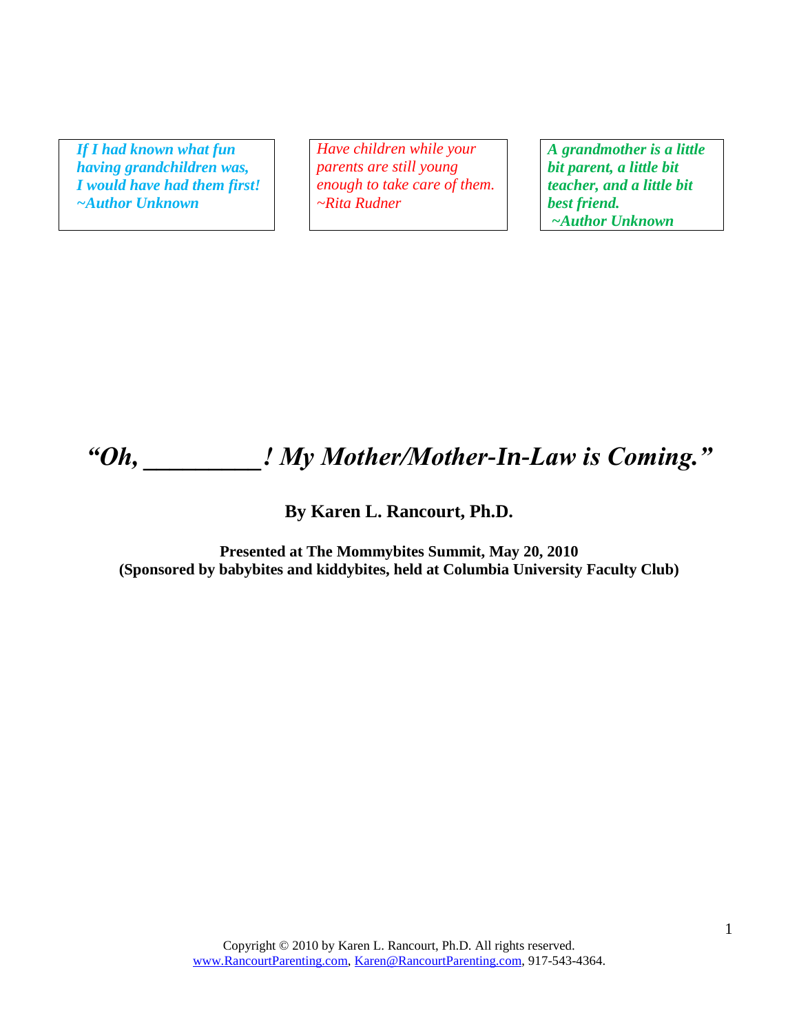*If I had known what fun having grandchildren was, I would have had them first!*
*~Author Unknown*

*Have children while your parents are still young enough to take care of them.*
*~Rita Rudner*

*A grandmother is a little bit parent, a little bit teacher, and a little bit best friend.*
*~Author Unknown*

# *"Oh, _________! My Mother/Mother-In-Law is Coming."*

**By Karen L. Rancourt, Ph.D.**

**Presented at The Mommybites Summit, May 20, 2010**
**(Sponsored by babybites and kiddybites, held at Columbia University Faculty Club)**

Copyright © 2010 by Karen L. Rancourt, Ph.D. All rights reserved.
www.RancourtParenting.com, Karen@RancourtParenting.com, 917-543-4364.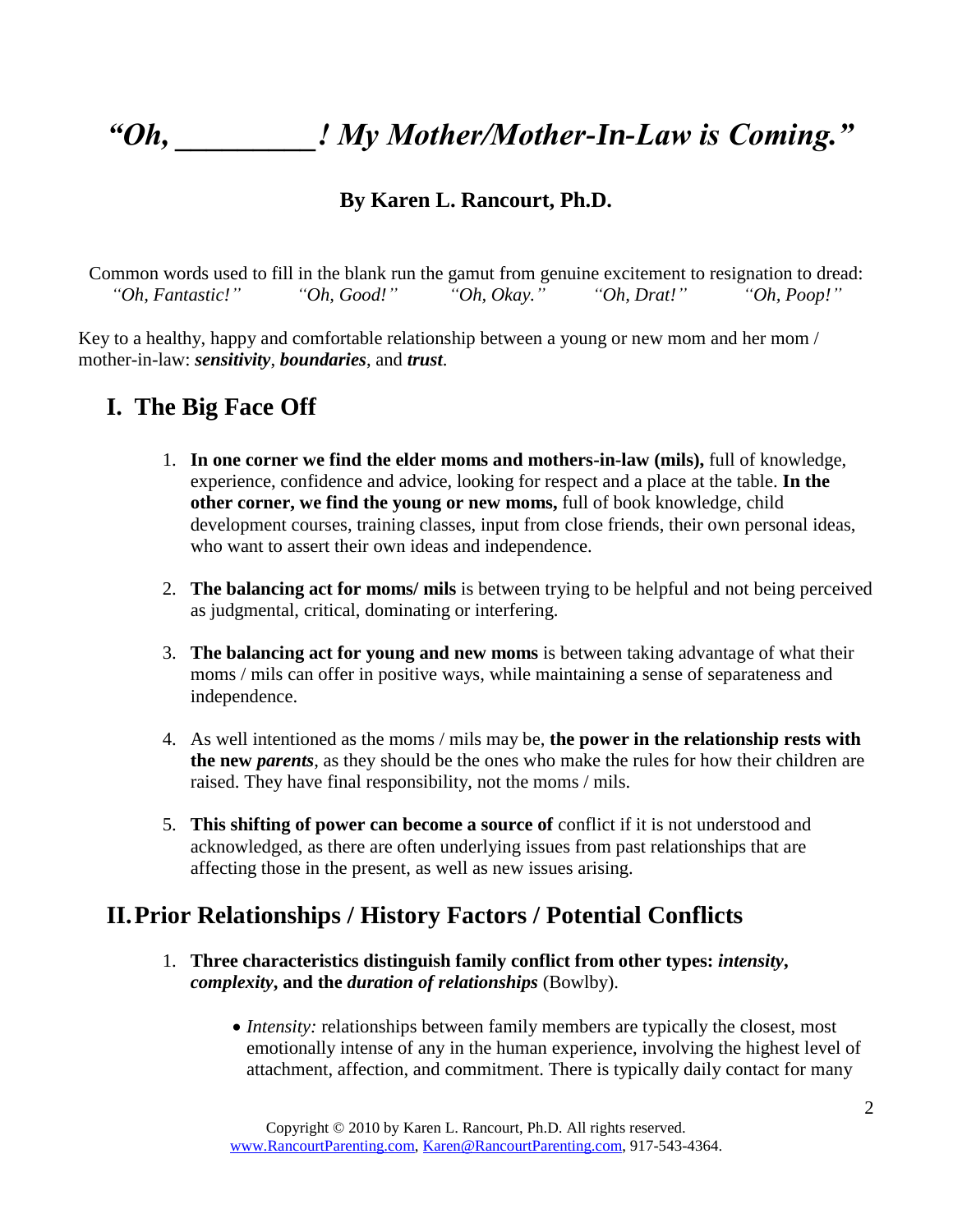# *"Oh, _________! My Mother/Mother-In-Law is Coming."*

**By Karen L. Rancourt, Ph.D.**

Common words used to fill in the blank run the gamut from genuine excitement to resignation to dread:
*"Oh, Fantastic!"* *"Oh, Good!"* *"Oh, Okay."* *"Oh, Drat!"* *"Oh, Poop!"*

Key to a healthy, happy and comfortable relationship between a young or new mom and her mom / mother-in-law: ***sensitivity***, ***boundaries***, and ***trust***.

## I. The Big Face Off

1. **In one corner we find the elder moms and mothers-in-law (mils),** full of knowledge, experience, confidence and advice, looking for respect and a place at the table. **In the other corner, we find the young or new moms,** full of book knowledge, child development courses, training classes, input from close friends, their own personal ideas, who want to assert their own ideas and independence.

2. **The balancing act for moms/ mils** is between trying to be helpful and not being perceived as judgmental, critical, dominating or interfering.

3. **The balancing act for young and new moms** is between taking advantage of what their moms / mils can offer in positive ways, while maintaining a sense of separateness and independence.

4. As well intentioned as the moms / mils may be, **the power in the relationship rests with the new *parents***, as they should be the ones who make the rules for how their children are raised. They have final responsibility, not the moms / mils.

5. **This shifting of power can become a source of** conflict if it is not understood and acknowledged, as there are often underlying issues from past relationships that are affecting those in the present, as well as new issues arising.

## II. Prior Relationships / History Factors / Potential Conflicts

1. **Three characteristics distinguish family conflict from other types: *intensity*, *complexity*, and the *duration of relationships*** (Bowlby).

   - *Intensity:* relationships between family members are typically the closest, most emotionally intense of any in the human experience, involving the highest level of attachment, affection, and commitment. There is typically daily contact for many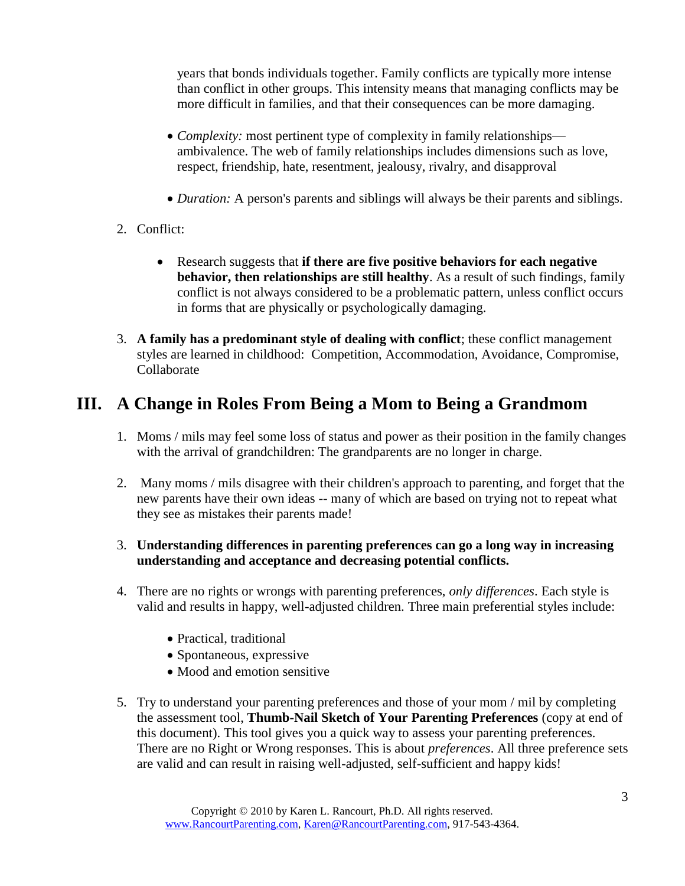years that bonds individuals together. Family conflicts are typically more intense than conflict in other groups. This intensity means that managing conflicts may be more difficult in families, and that their consequences can be more damaging.

- *Complexity:* most pertinent type of complexity in family relationships—ambivalence. The web of family relationships includes dimensions such as love, respect, friendship, hate, resentment, jealousy, rivalry, and disapproval
- *Duration:* A person's parents and siblings will always be their parents and siblings.

2. Conflict:

   - Research suggests that **if there are five positive behaviors for each negative behavior, then relationships are still healthy**. As a result of such findings, family conflict is not always considered to be a problematic pattern, unless conflict occurs in forms that are physically or psychologically damaging.

3. **A family has a predominant style of dealing with conflict**; these conflict management styles are learned in childhood: Competition, Accommodation, Avoidance, Compromise, Collaborate

## III. A Change in Roles From Being a Mom to Being a Grandmom

1. Moms / mils may feel some loss of status and power as their position in the family changes with the arrival of grandchildren: The grandparents are no longer in charge.

2. Many moms / mils disagree with their children's approach to parenting, and forget that the new parents have their own ideas -- many of which are based on trying not to repeat what they see as mistakes their parents made!

3. **Understanding differences in parenting preferences can go a long way in increasing understanding and acceptance and decreasing potential conflicts.**

4. There are no rights or wrongs with parenting preferences, *only differences*. Each style is valid and results in happy, well-adjusted children. Three main preferential styles include:

   - Practical, traditional
   - Spontaneous, expressive
   - Mood and emotion sensitive

5. Try to understand your parenting preferences and those of your mom / mil by completing the assessment tool, **Thumb-Nail Sketch of Your Parenting Preferences** (copy at end of this document). This tool gives you a quick way to assess your parenting preferences. There are no Right or Wrong responses. This is about *preferences*. All three preference sets are valid and can result in raising well-adjusted, self-sufficient and happy kids!

Copyright © 2010 by Karen L. Rancourt, Ph.D. All rights reserved.
www.RancourtParenting.com, Karen@RancourtParenting.com, 917-543-4364.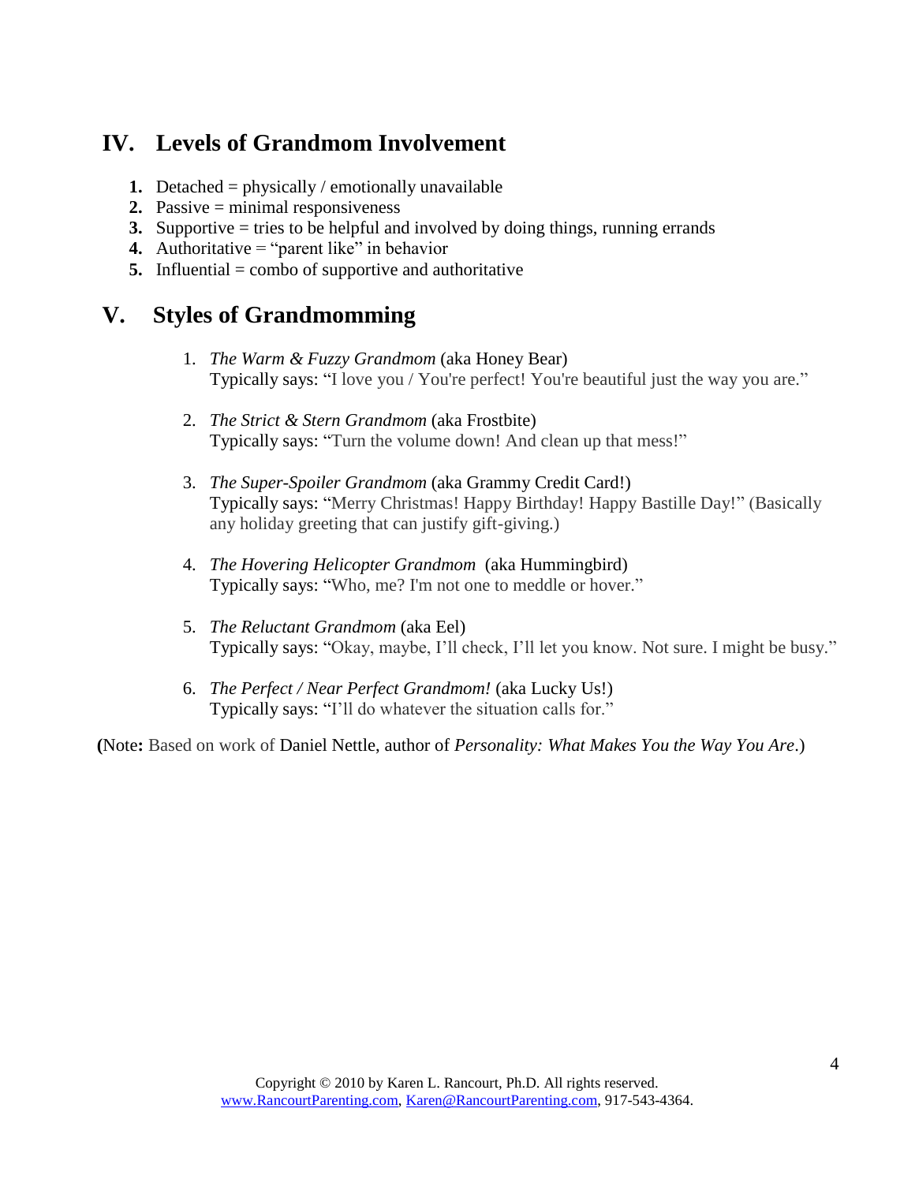## IV. Levels of Grandmom Involvement

1. Detached = physically / emotionally unavailable
2. Passive = minimal responsiveness
3. Supportive = tries to be helpful and involved by doing things, running errands
4. Authoritative = "parent like" in behavior
5. Influential = combo of supportive and authoritative

## V. Styles of Grandmomming

1. *The Warm & Fuzzy Grandmom* (aka Honey Bear)
   Typically says: "I love you / You're perfect! You're beautiful just the way you are."

2. *The Strict & Stern Grandmom* (aka Frostbite)
   Typically says: "Turn the volume down! And clean up that mess!"

3. *The Super-Spoiler Grandmom* (aka Grammy Credit Card!)
   Typically says: "Merry Christmas! Happy Birthday! Happy Bastille Day!" (Basically any holiday greeting that can justify gift-giving.)

4. *The Hovering Helicopter Grandmom* (aka Hummingbird)
   Typically says: "Who, me? I'm not one to meddle or hover."

5. *The Reluctant Grandmom* (aka Eel)
   Typically says: "Okay, maybe, I'll check, I'll let you know. Not sure. I might be busy."

6. *The Perfect / Near Perfect Grandmom!* (aka Lucky Us!)
   Typically says: "I'll do whatever the situation calls for."

(Note: Based on work of Daniel Nettle, author of *Personality: What Makes You the Way You Are*.)

Copyright © 2010 by Karen L. Rancourt, Ph.D. All rights reserved.
www.RancourtParenting.com, Karen@RancourtParenting.com, 917-543-4364.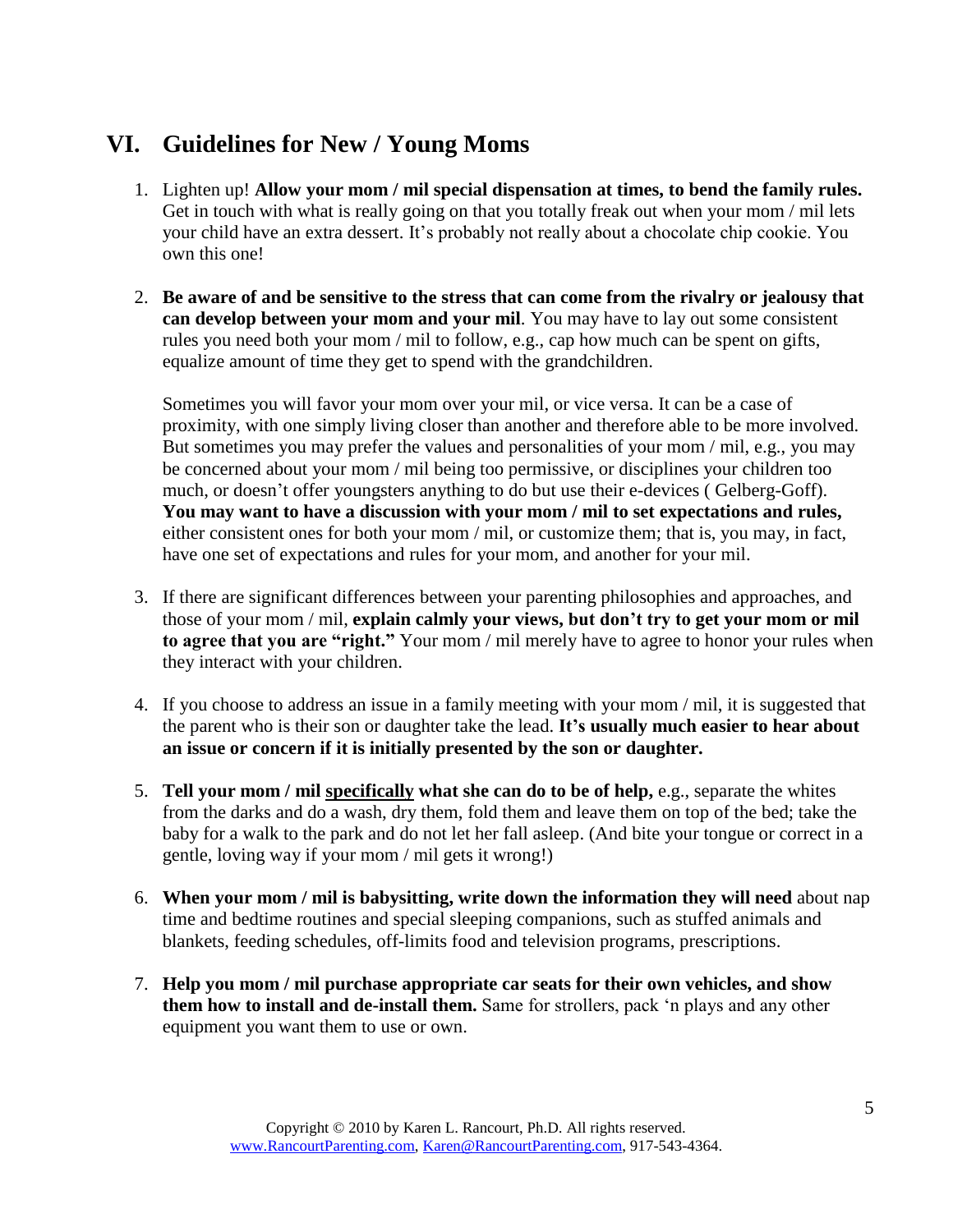## VI. Guidelines for New / Young Moms

1. Lighten up! **Allow your mom / mil special dispensation at times, to bend the family rules.** Get in touch with what is really going on that you totally freak out when your mom / mil lets your child have an extra dessert. It's probably not really about a chocolate chip cookie. You own this one!

2. **Be aware of and be sensitive to the stress that can come from the rivalry or jealousy that can develop between your mom and your mil**. You may have to lay out some consistent rules you need both your mom / mil to follow, e.g., cap how much can be spent on gifts, equalize amount of time they get to spend with the grandchildren.

   Sometimes you will favor your mom over your mil, or vice versa. It can be a case of proximity, with one simply living closer than another and therefore able to be more involved. But sometimes you may prefer the values and personalities of your mom / mil, e.g., you may be concerned about your mom / mil being too permissive, or disciplines your children too much, or doesn't offer youngsters anything to do but use their e-devices ( Gelberg-Goff). **You may want to have a discussion with your mom / mil to set expectations and rules,** either consistent ones for both your mom / mil, or customize them; that is, you may, in fact, have one set of expectations and rules for your mom, and another for your mil.

3. If there are significant differences between your parenting philosophies and approaches, and those of your mom / mil, **explain calmly your views, but don't try to get your mom or mil to agree that you are "right."** Your mom / mil merely have to agree to honor your rules when they interact with your children.

4. If you choose to address an issue in a family meeting with your mom / mil, it is suggested that the parent who is their son or daughter take the lead. **It's usually much easier to hear about an issue or concern if it is initially presented by the son or daughter.**

5. **Tell your mom / mil <u>specifically</u> what she can do to be of help,** e.g., separate the whites from the darks and do a wash, dry them, fold them and leave them on top of the bed; take the baby for a walk to the park and do not let her fall asleep. (And bite your tongue or correct in a gentle, loving way if your mom / mil gets it wrong!)

6. **When your mom / mil is babysitting, write down the information they will need** about nap time and bedtime routines and special sleeping companions, such as stuffed animals and blankets, feeding schedules, off-limits food and television programs, prescriptions.

7. **Help you mom / mil purchase appropriate car seats for their own vehicles, and show them how to install and de-install them.** Same for strollers, pack 'n plays and any other equipment you want them to use or own.

Copyright © 2010 by Karen L. Rancourt, Ph.D. All rights reserved.
www.RancourtParenting.com, Karen@RancourtParenting.com, 917-543-4364.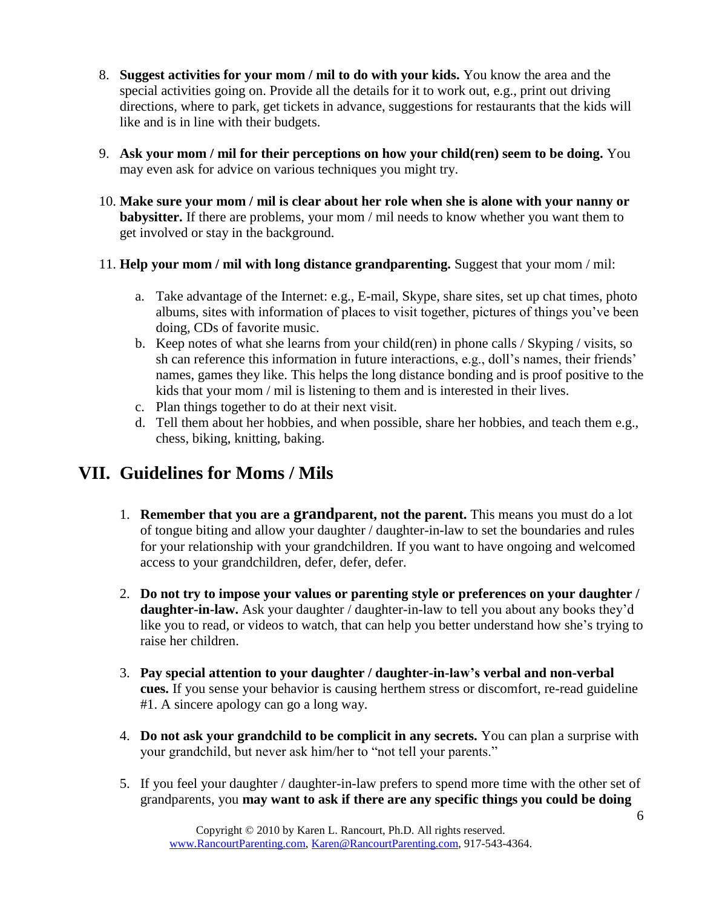8. **Suggest activities for your mom / mil to do with your kids.** You know the area and the special activities going on. Provide all the details for it to work out, e.g., print out driving directions, where to park, get tickets in advance, suggestions for restaurants that the kids will like and is in line with their budgets.

9. **Ask your mom / mil for their perceptions on how your child(ren) seem to be doing.** You may even ask for advice on various techniques you might try.

10. **Make sure your mom / mil is clear about her role when she is alone with your nanny or babysitter.** If there are problems, your mom / mil needs to know whether you want them to get involved or stay in the background.

11. **Help your mom / mil with long distance grandparenting.** Suggest that your mom / mil:

    a. Take advantage of the Internet: e.g., E-mail, Skype, share sites, set up chat times, photo albums, sites with information of places to visit together, pictures of things you've been doing, CDs of favorite music.
    b. Keep notes of what she learns from your child(ren) in phone calls / Skyping / visits, so sh can reference this information in future interactions, e.g., doll's names, their friends' names, games they like. This helps the long distance bonding and is proof positive to the kids that your mom / mil is listening to them and is interested in their lives.
    c. Plan things together to do at their next visit.
    d. Tell them about her hobbies, and when possible, share her hobbies, and teach them e.g., chess, biking, knitting, baking.

## VII. Guidelines for Moms / Mils

1. **Remember that you are a grandparent, not the parent.** This means you must do a lot of tongue biting and allow your daughter / daughter-in-law to set the boundaries and rules for your relationship with your grandchildren. If you want to have ongoing and welcomed access to your grandchildren, defer, defer, defer.

2. **Do not try to impose your values or parenting style or preferences on your daughter / daughter-in-law.** Ask your daughter / daughter-in-law to tell you about any books they'd like you to read, or videos to watch, that can help you better understand how she's trying to raise her children.

3. **Pay special attention to your daughter / daughter-in-law's verbal and non-verbal cues.** If you sense your behavior is causing herthem stress or discomfort, re-read guideline #1. A sincere apology can go a long way.

4. **Do not ask your grandchild to be complicit in any secrets.** You can plan a surprise with your grandchild, but never ask him/her to "not tell your parents."

5. If you feel your daughter / daughter-in-law prefers to spend more time with the other set of grandparents, you **may want to ask if there are any specific things you could be doing**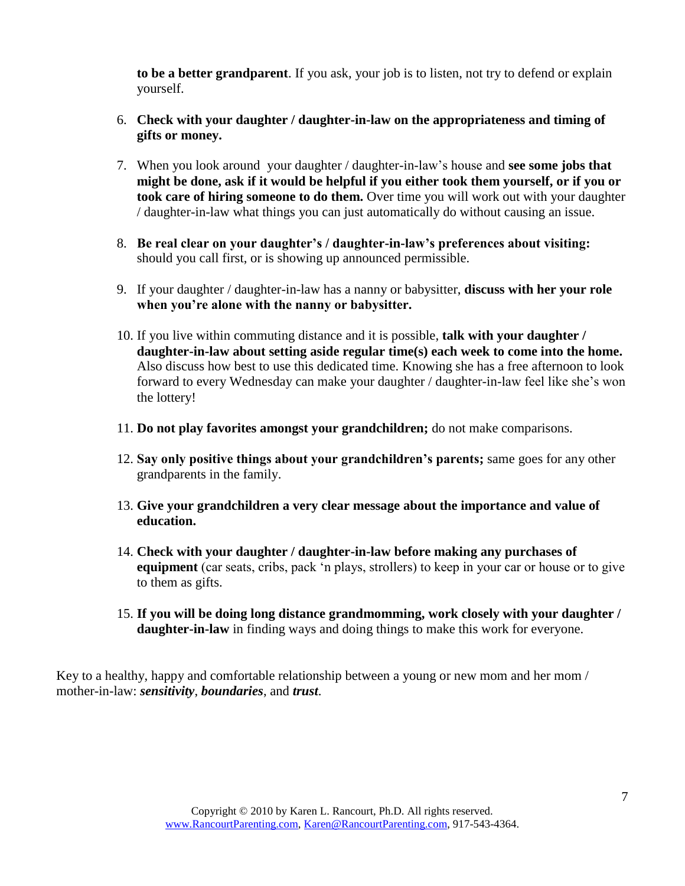**to be a better grandparent**. If you ask, your job is to listen, not try to defend or explain yourself.

6. **Check with your daughter / daughter-in-law on the appropriateness and timing of gifts or money.**

7. When you look around your daughter / daughter-in-law's house and **see some jobs that might be done, ask if it would be helpful if you either took them yourself, or if you or took care of hiring someone to do them.** Over time you will work out with your daughter / daughter-in-law what things you can just automatically do without causing an issue.

8. **Be real clear on your daughter's / daughter-in-law's preferences about visiting:** should you call first, or is showing up announced permissible.

9. If your daughter / daughter-in-law has a nanny or babysitter, **discuss with her your role when you're alone with the nanny or babysitter.**

10. If you live within commuting distance and it is possible, **talk with your daughter / daughter-in-law about setting aside regular time(s) each week to come into the home.** Also discuss how best to use this dedicated time. Knowing she has a free afternoon to look forward to every Wednesday can make your daughter / daughter-in-law feel like she's won the lottery!

11. **Do not play favorites amongst your grandchildren;** do not make comparisons.

12. **Say only positive things about your grandchildren's parents;** same goes for any other grandparents in the family.

13. **Give your grandchildren a very clear message about the importance and value of education.**

14. **Check with your daughter / daughter-in-law before making any purchases of equipment** (car seats, cribs, pack 'n plays, strollers) to keep in your car or house or to give to them as gifts.

15. **If you will be doing long distance grandmomming, work closely with your daughter / daughter-in-law** in finding ways and doing things to make this work for everyone.

Key to a healthy, happy and comfortable relationship between a young or new mom and her mom / mother-in-law: ***sensitivity***, ***boundaries***, and ***trust***.

Copyright © 2010 by Karen L. Rancourt, Ph.D. All rights reserved.
www.RancourtParenting.com, Karen@RancourtParenting.com, 917-543-4364.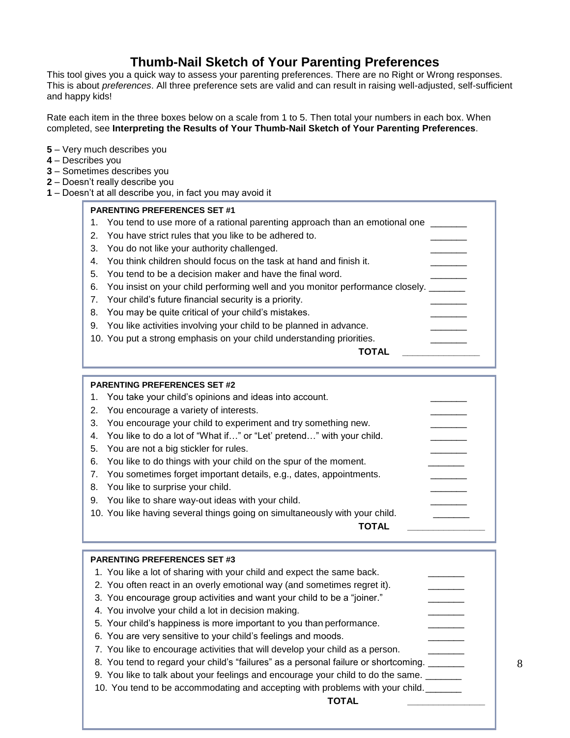# Thumb-Nail Sketch of Your Parenting Preferences

This tool gives you a quick way to assess your parenting preferences. There are no Right or Wrong responses. This is about *preferences*. All three preference sets are valid and can result in raising well-adjusted, self-sufficient and happy kids!

Rate each item in the three boxes below on a scale from 1 to 5. Then total your numbers in each box. When completed, see **Interpreting the Results of Your Thumb-Nail Sketch of Your Parenting Preferences**.

**5** – Very much describes you
**4** – Describes you
**3** – Sometimes describes you
**2** – Doesn't really describe you
**1** – Doesn't at all describe you, in fact you may avoid it

**PARENTING PREFERENCES SET #1**

1. You tend to use more of a rational parenting approach than an emotional one _______
2. You have strict rules that you like to be adhered to. _______
3. You do not like your authority challenged. _______
4. You think children should focus on the task at hand and finish it. _______
5. You tend to be a decision maker and have the final word. _______
6. You insist on your child performing well and you monitor performance closely. _______
7. Your child's future financial security is a priority. _______
8. You may be quite critical of your child's mistakes. _______
9. You like activities involving your child to be planned in advance. _______
10. You put a strong emphasis on your child understanding priorities. _______

**TOTAL** _______________

**PARENTING PREFERENCES SET #2**

1. You take your child's opinions and ideas into account. _______
2. You encourage a variety of interests. _______
3. You encourage your child to experiment and try something new. _______
4. You like to do a lot of "What if…" or "Let' pretend…" with your child. _______
5. You are not a big stickler for rules. _______
6. You like to do things with your child on the spur of the moment. _______
7. You sometimes forget important details, e.g., dates, appointments. _______
8. You like to surprise your child. _______
9. You like to share way-out ideas with your child. _______
10. You like having several things going on simultaneously with your child. _______

**TOTAL** _______________

**PARENTING PREFERENCES SET #3**

1. You like a lot of sharing with your child and expect the same back. _______
2. You often react in an overly emotional way (and sometimes regret it). _______
3. You encourage group activities and want your child to be a "joiner." _______
4. You involve your child a lot in decision making. _______
5. Your child's happiness is more important to you than performance. _______
6. You are very sensitive to your child's feelings and moods. _______
7. You like to encourage activities that will develop your child as a person. _______
8. You tend to regard your child's "failures" as a personal failure or shortcoming. _______
9. You like to talk about your feelings and encourage your child to do the same. _______
10. You tend to be accommodating and accepting with problems with your child. _______

**TOTAL** _______________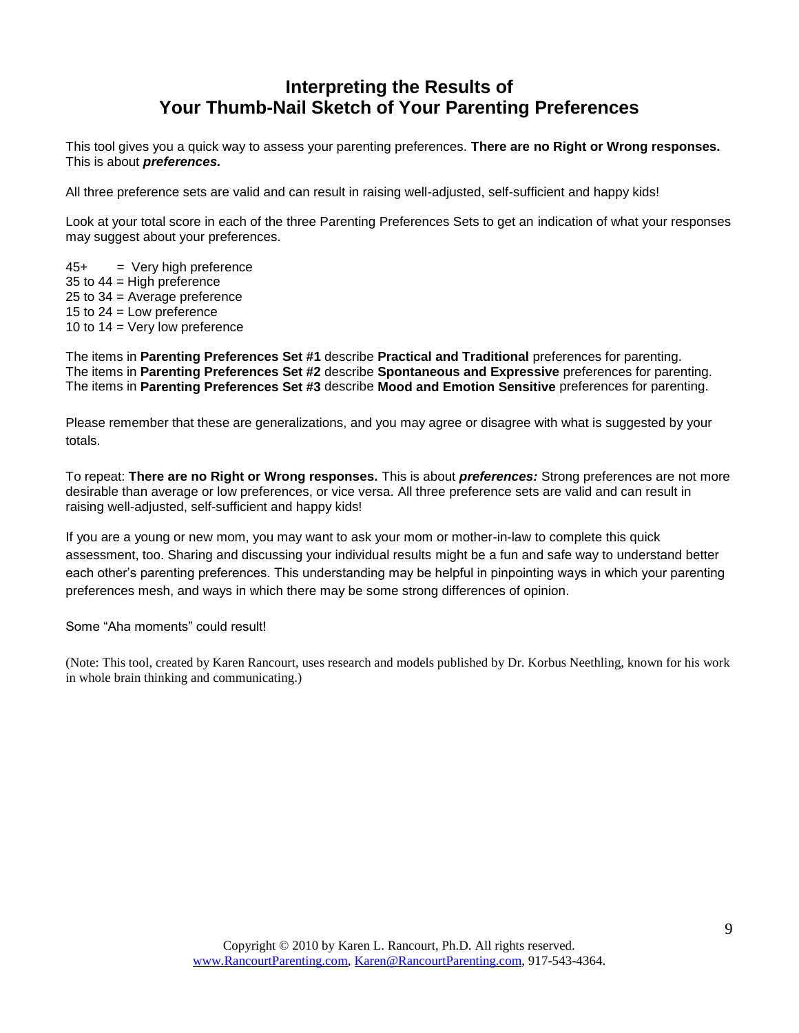# Interpreting the Results of Your Thumb-Nail Sketch of Your Parenting Preferences

This tool gives you a quick way to assess your parenting preferences. **There are no Right or Wrong responses.** This is about ***preferences.***

All three preference sets are valid and can result in raising well-adjusted, self-sufficient and happy kids!

Look at your total score in each of the three Parenting Preferences Sets to get an indication of what your responses may suggest about your preferences.

45+ = Very high preference
35 to 44 = High preference
25 to 34 = Average preference
15 to 24 = Low preference
10 to 14 = Very low preference

The items in **Parenting Preferences Set #1** describe **Practical and Traditional** preferences for parenting.
The items in **Parenting Preferences Set #2** describe **Spontaneous and Expressive** preferences for parenting.
The items in **Parenting Preferences Set #3** describe **Mood and Emotion Sensitive** preferences for parenting.

Please remember that these are generalizations, and you may agree or disagree with what is suggested by your totals.

To repeat: **There are no Right or Wrong responses.** This is about ***preferences:*** Strong preferences are not more desirable than average or low preferences, or vice versa. All three preference sets are valid and can result in raising well-adjusted, self-sufficient and happy kids!

If you are a young or new mom, you may want to ask your mom or mother-in-law to complete this quick assessment, too. Sharing and discussing your individual results might be a fun and safe way to understand better each other's parenting preferences. This understanding may be helpful in pinpointing ways in which your parenting preferences mesh, and ways in which there may be some strong differences of opinion.

Some "Aha moments" could result!

(Note: This tool, created by Karen Rancourt, uses research and models published by Dr. Korbus Neethling, known for his work in whole brain thinking and communicating.)

Copyright © 2010 by Karen L. Rancourt, Ph.D. All rights reserved.
www.RancourtParenting.com, Karen@RancourtParenting.com, 917-543-4364.